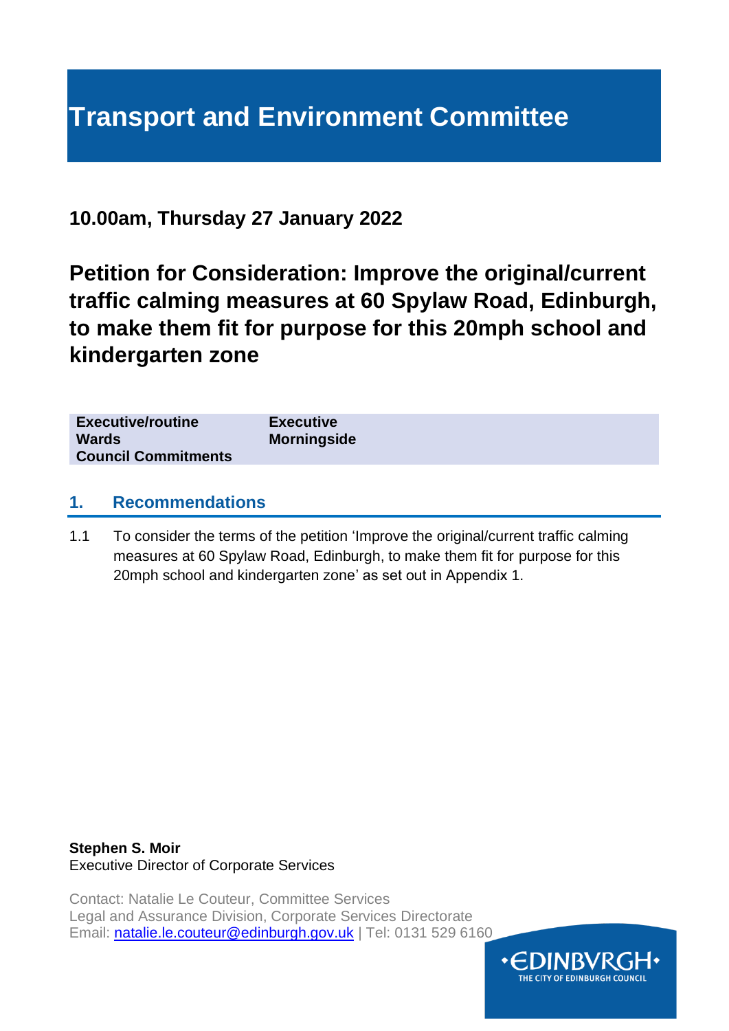# Transport and Environment Committee

**10.00am, Thursday 27 January 2022**

## Petition for Consideration: Improve the original/current traffic calming measures at 60 Spylaw Road, Edinburgh, to make them fit for purpose for this 20mph school and kindergarten zone

| | |
|---|---|
| **Executive/routine** | **Executive** |
| **Wards** | **Morningside** |
| **Council Commitments** | |

## 1. Recommendations

1.1 To consider the terms of the petition 'Improve the original/current traffic calming measures at 60 Spylaw Road, Edinburgh, to make them fit for purpose for this 20mph school and kindergarten zone' as set out in Appendix 1.

**Stephen S. Moir**
Executive Director of Corporate Services

Contact: Natalie Le Couteur, Committee Services
Legal and Assurance Division, Corporate Services Directorate
Email: natalie.le.couteur@edinburgh.gov.uk | Tel: 0131 529 6160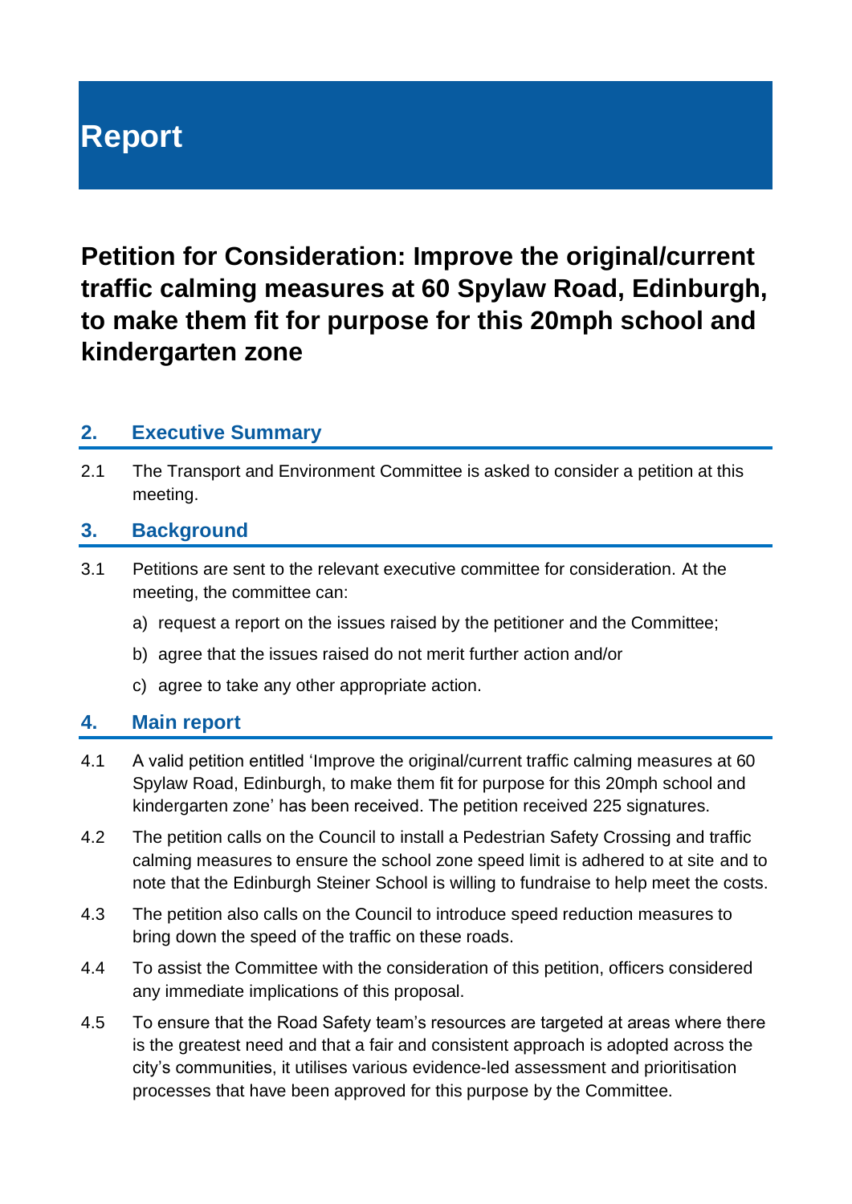# Report

## Petition for Consideration: Improve the original/current traffic calming measures at 60 Spylaw Road, Edinburgh, to make them fit for purpose for this 20mph school and kindergarten zone

### 2. Executive Summary

2.1 The Transport and Environment Committee is asked to consider a petition at this meeting.

### 3. Background

3.1 Petitions are sent to the relevant executive committee for consideration. At the meeting, the committee can:

a) request a report on the issues raised by the petitioner and the Committee;

b) agree that the issues raised do not merit further action and/or

c) agree to take any other appropriate action.

### 4. Main report

4.1 A valid petition entitled 'Improve the original/current traffic calming measures at 60 Spylaw Road, Edinburgh, to make them fit for purpose for this 20mph school and kindergarten zone' has been received. The petition received 225 signatures.

4.2 The petition calls on the Council to install a Pedestrian Safety Crossing and traffic calming measures to ensure the school zone speed limit is adhered to at site and to note that the Edinburgh Steiner School is willing to fundraise to help meet the costs.

4.3 The petition also calls on the Council to introduce speed reduction measures to bring down the speed of the traffic on these roads.

4.4 To assist the Committee with the consideration of this petition, officers considered any immediate implications of this proposal.

4.5 To ensure that the Road Safety team's resources are targeted at areas where there is the greatest need and that a fair and consistent approach is adopted across the city's communities, it utilises various evidence-led assessment and prioritisation processes that have been approved for this purpose by the Committee.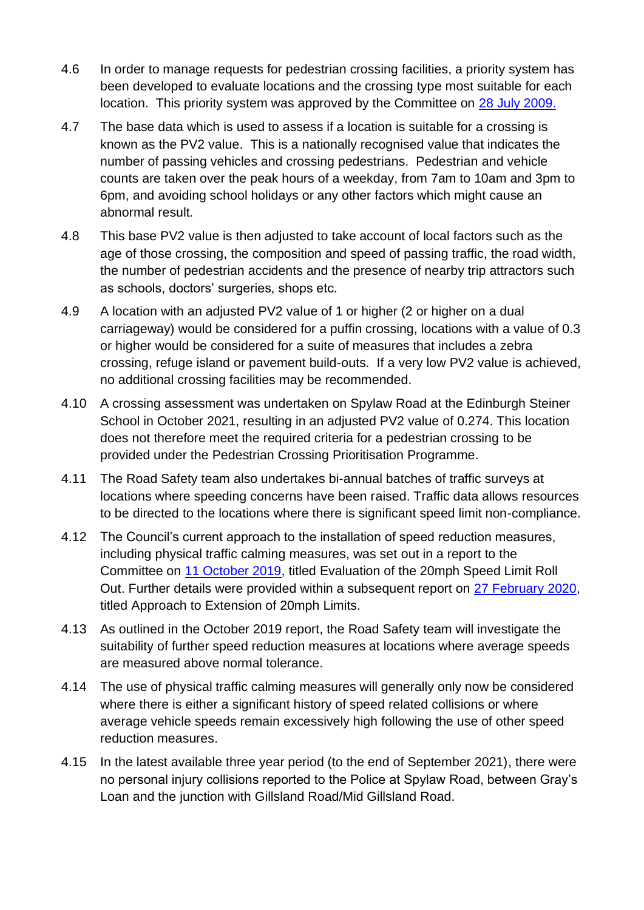4.6 In order to manage requests for pedestrian crossing facilities, a priority system has been developed to evaluate locations and the crossing type most suitable for each location. This priority system was approved by the Committee on [28 July 2009.](#)

4.7 The base data which is used to assess if a location is suitable for a crossing is known as the PV2 value. This is a nationally recognised value that indicates the number of passing vehicles and crossing pedestrians. Pedestrian and vehicle counts are taken over the peak hours of a weekday, from 7am to 10am and 3pm to 6pm, and avoiding school holidays or any other factors which might cause an abnormal result.

4.8 This base PV2 value is then adjusted to take account of local factors such as the age of those crossing, the composition and speed of passing traffic, the road width, the number of pedestrian accidents and the presence of nearby trip attractors such as schools, doctors' surgeries, shops etc.

4.9 A location with an adjusted PV2 value of 1 or higher (2 or higher on a dual carriageway) would be considered for a puffin crossing, locations with a value of 0.3 or higher would be considered for a suite of measures that includes a zebra crossing, refuge island or pavement build-outs. If a very low PV2 value is achieved, no additional crossing facilities may be recommended.

4.10 A crossing assessment was undertaken on Spylaw Road at the Edinburgh Steiner School in October 2021, resulting in an adjusted PV2 value of 0.274. This location does not therefore meet the required criteria for a pedestrian crossing to be provided under the Pedestrian Crossing Prioritisation Programme.

4.11 The Road Safety team also undertakes bi-annual batches of traffic surveys at locations where speeding concerns have been raised. Traffic data allows resources to be directed to the locations where there is significant speed limit non-compliance.

4.12 The Council's current approach to the installation of speed reduction measures, including physical traffic calming measures, was set out in a report to the Committee on [11 October 2019](#), titled Evaluation of the 20mph Speed Limit Roll Out. Further details were provided within a subsequent report on [27 February 2020](#), titled Approach to Extension of 20mph Limits.

4.13 As outlined in the October 2019 report, the Road Safety team will investigate the suitability of further speed reduction measures at locations where average speeds are measured above normal tolerance.

4.14 The use of physical traffic calming measures will generally only now be considered where there is either a significant history of speed related collisions or where average vehicle speeds remain excessively high following the use of other speed reduction measures.

4.15 In the latest available three year period (to the end of September 2021), there were no personal injury collisions reported to the Police at Spylaw Road, between Gray's Loan and the junction with Gillsland Road/Mid Gillsland Road.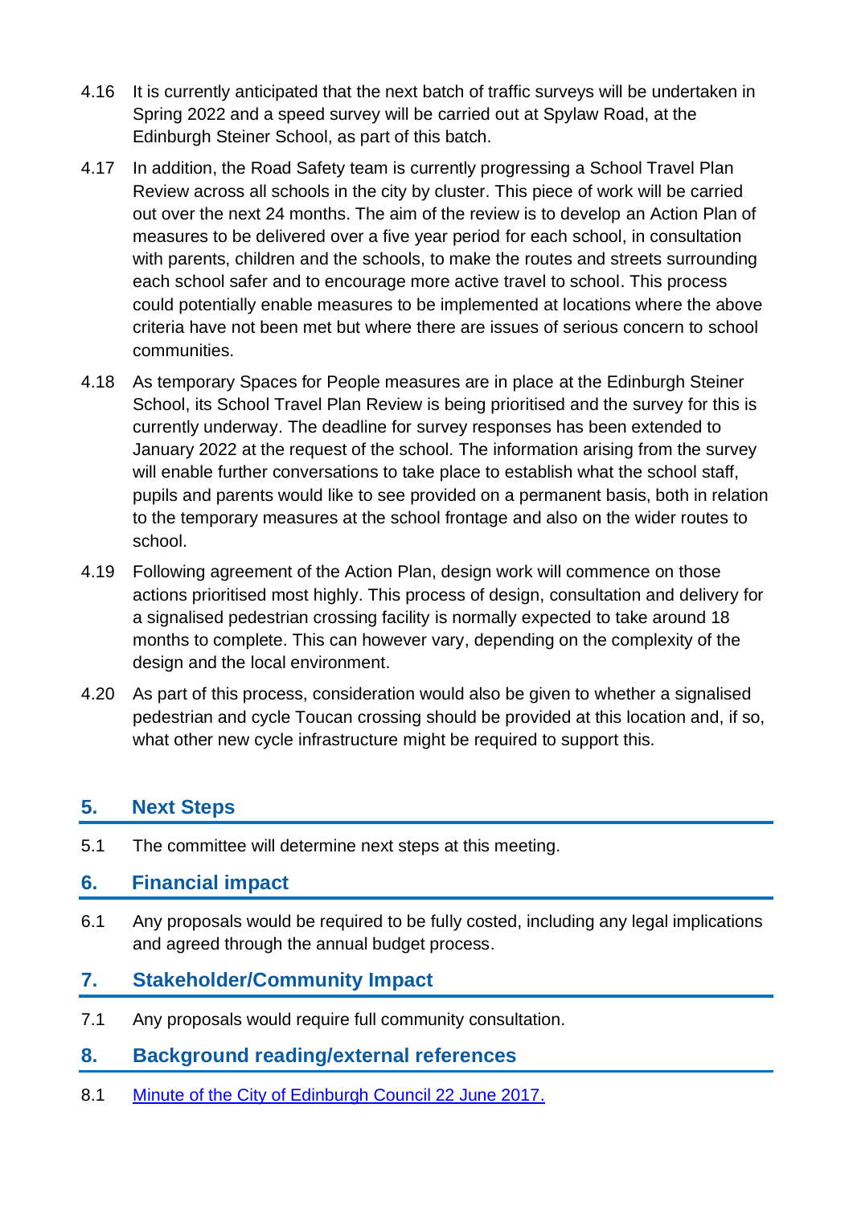4.16 It is currently anticipated that the next batch of traffic surveys will be undertaken in Spring 2022 and a speed survey will be carried out at Spylaw Road, at the Edinburgh Steiner School, as part of this batch.

4.17 In addition, the Road Safety team is currently progressing a School Travel Plan Review across all schools in the city by cluster. This piece of work will be carried out over the next 24 months. The aim of the review is to develop an Action Plan of measures to be delivered over a five year period for each school, in consultation with parents, children and the schools, to make the routes and streets surrounding each school safer and to encourage more active travel to school. This process could potentially enable measures to be implemented at locations where the above criteria have not been met but where there are issues of serious concern to school communities.

4.18 As temporary Spaces for People measures are in place at the Edinburgh Steiner School, its School Travel Plan Review is being prioritised and the survey for this is currently underway. The deadline for survey responses has been extended to January 2022 at the request of the school. The information arising from the survey will enable further conversations to take place to establish what the school staff, pupils and parents would like to see provided on a permanent basis, both in relation to the temporary measures at the school frontage and also on the wider routes to school.

4.19 Following agreement of the Action Plan, design work will commence on those actions prioritised most highly. This process of design, consultation and delivery for a signalised pedestrian crossing facility is normally expected to take around 18 months to complete. This can however vary, depending on the complexity of the design and the local environment.

4.20 As part of this process, consideration would also be given to whether a signalised pedestrian and cycle Toucan crossing should be provided at this location and, if so, what other new cycle infrastructure might be required to support this.

## 5. Next Steps

5.1 The committee will determine next steps at this meeting.

## 6. Financial impact

6.1 Any proposals would be required to be fully costed, including any legal implications and agreed through the annual budget process.

## 7. Stakeholder/Community Impact

7.1 Any proposals would require full community consultation.

## 8. Background reading/external references

8.1 Minute of the City of Edinburgh Council 22 June 2017.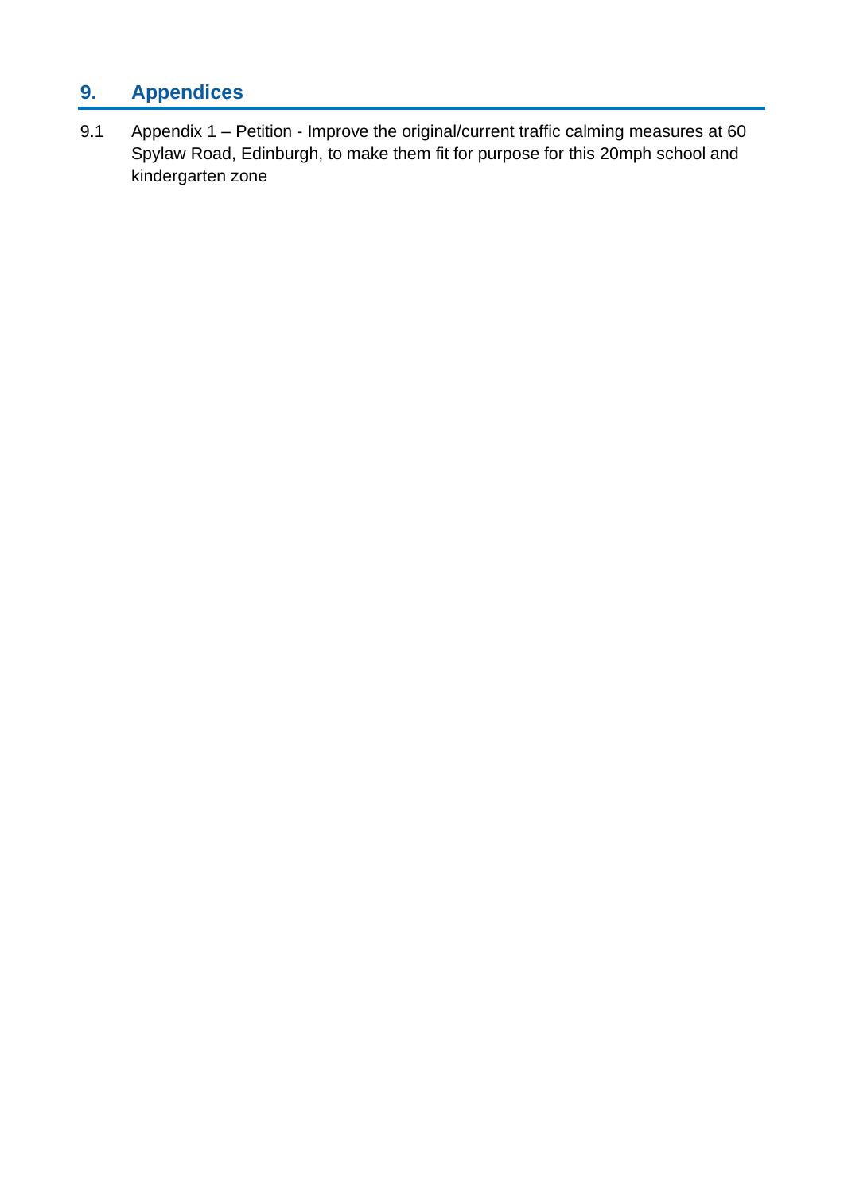## 9. Appendices

9.1 Appendix 1 – Petition - Improve the original/current traffic calming measures at 60 Spylaw Road, Edinburgh, to make them fit for purpose for this 20mph school and kindergarten zone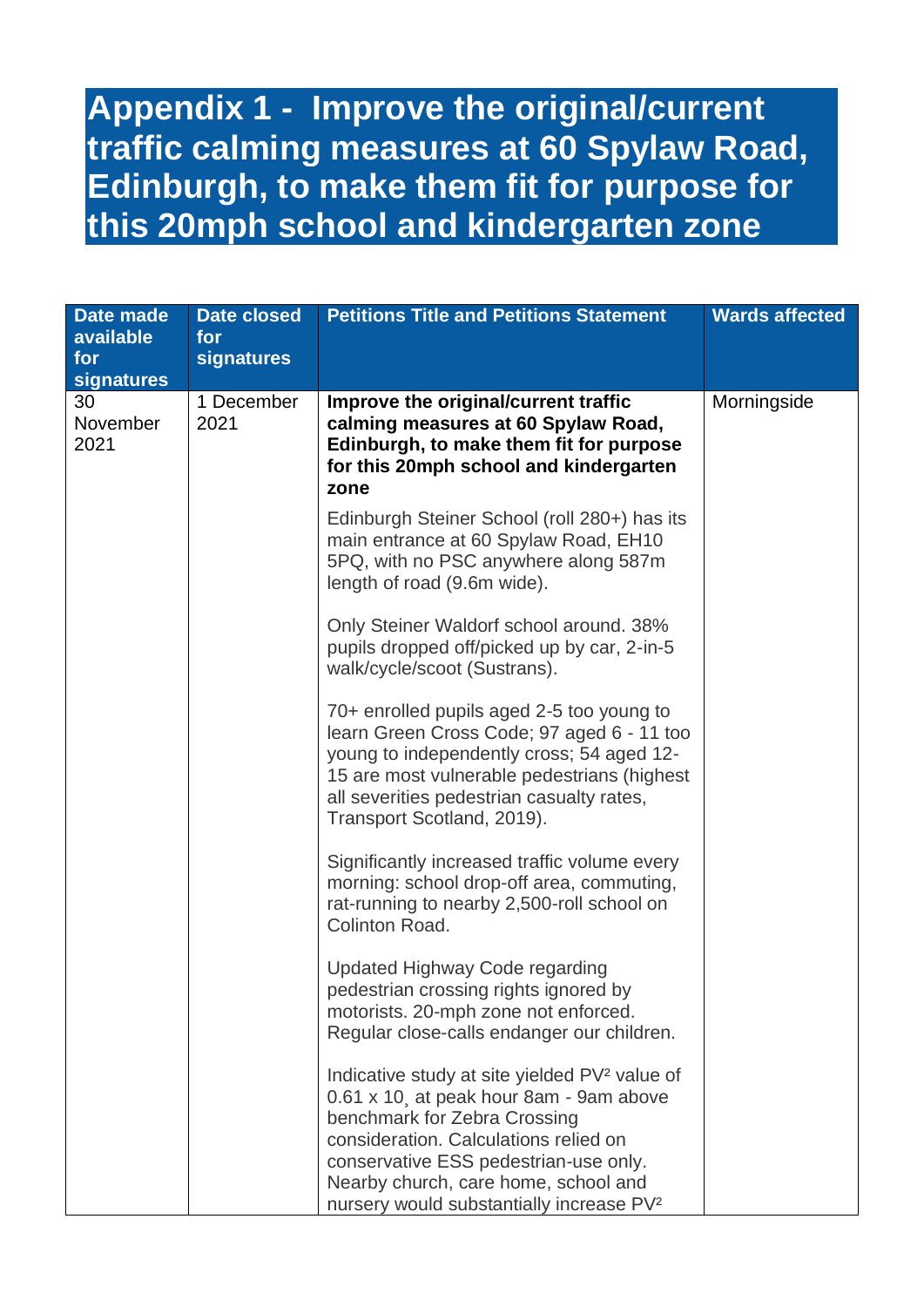# Appendix 1 - Improve the original/current traffic calming measures at 60 Spylaw Road, Edinburgh, to make them fit for purpose for this 20mph school and kindergarten zone

| Date made available for signatures | Date closed for signatures | Petitions Title and Petitions Statement | Wards affected |
|---|---|---|---|
| 30 November 2021 | 1 December 2021 | **Improve the original/current traffic calming measures at 60 Spylaw Road, Edinburgh, to make them fit for purpose for this 20mph school and kindergarten zone**<br><br>Edinburgh Steiner School (roll 280+) has its main entrance at 60 Spylaw Road, EH10 5PQ, with no PSC anywhere along 587m length of road (9.6m wide).<br><br>Only Steiner Waldorf school around. 38% pupils dropped off/picked up by car, 2-in-5 walk/cycle/scoot (Sustrans).<br><br>70+ enrolled pupils aged 2-5 too young to learn Green Cross Code; 97 aged 6 - 11 too young to independently cross; 54 aged 12-15 are most vulnerable pedestrians (highest all severities pedestrian casualty rates, Transport Scotland, 2019).<br><br>Significantly increased traffic volume every morning: school drop-off area, commuting, rat-running to nearby 2,500-roll school on Colinton Road.<br><br>Updated Highway Code regarding pedestrian crossing rights ignored by motorists. 20-mph zone not enforced. Regular close-calls endanger our children.<br><br>Indicative study at site yielded $PV^2$ value of 0.61 x 10¸ at peak hour 8am - 9am above benchmark for Zebra Crossing consideration. Calculations relied on conservative ESS pedestrian-use only. Nearby church, care home, school and nursery would substantially increase $PV^2$ | Morningside |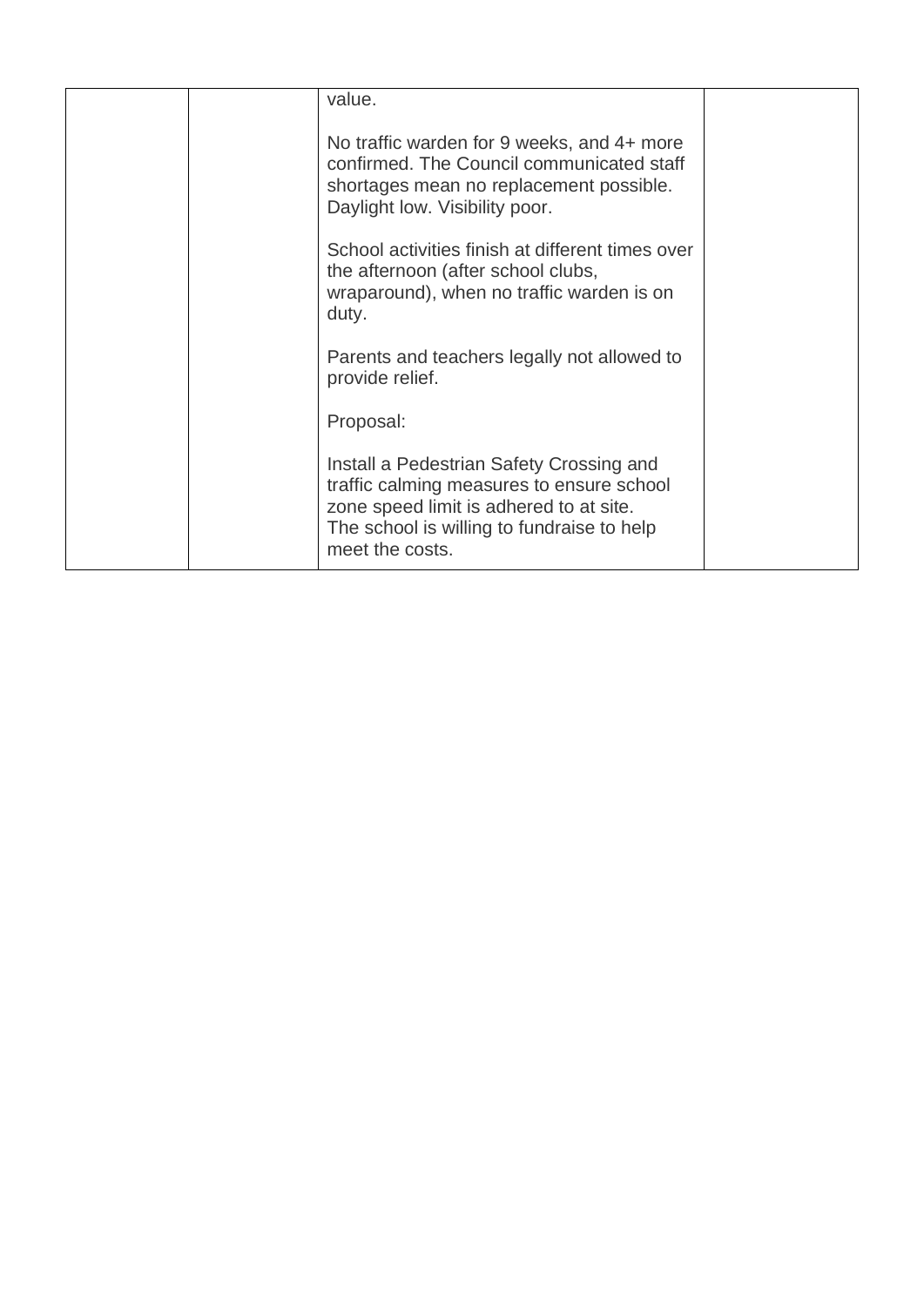| | | | |
|---|---|---|---|
| | | value.<br><br>No traffic warden for 9 weeks, and 4+ more confirmed. The Council communicated staff shortages mean no replacement possible. Daylight low. Visibility poor.<br><br>School activities finish at different times over the afternoon (after school clubs, wraparound), when no traffic warden is on duty.<br><br>Parents and teachers legally not allowed to provide relief.<br><br>Proposal:<br><br>Install a Pedestrian Safety Crossing and traffic calming measures to ensure school zone speed limit is adhered to at site.<br>The school is willing to fundraise to help meet the costs. | |